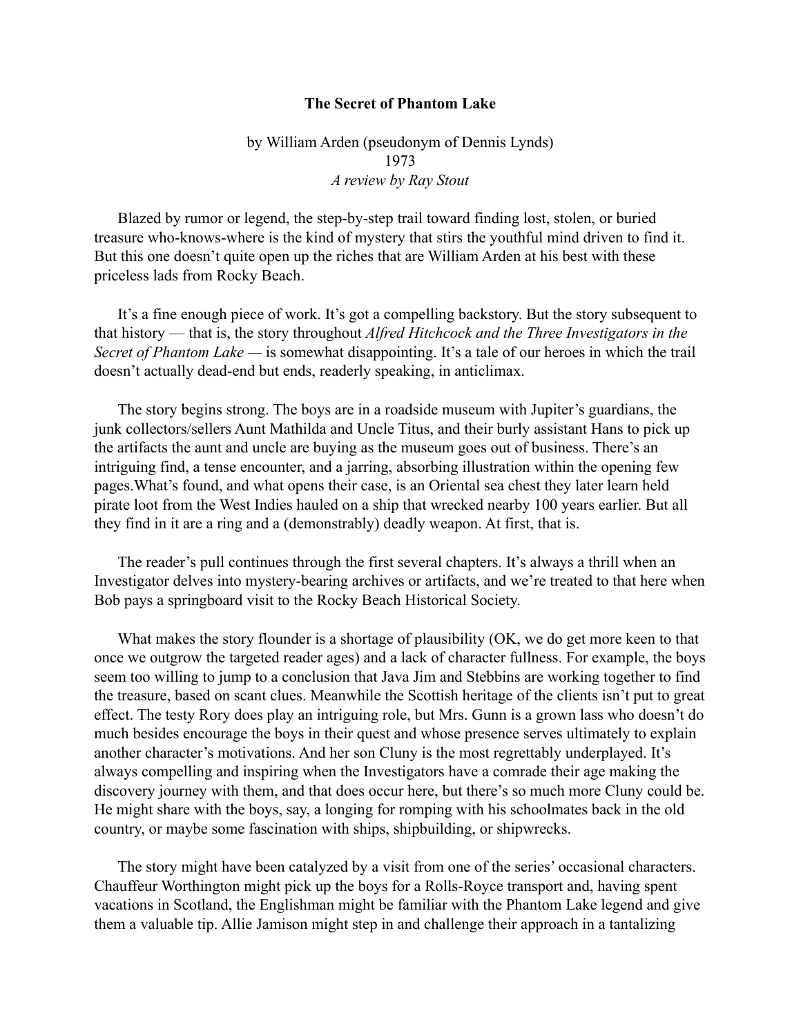**The Secret of Phantom Lake**

by William Arden (pseudonym of Dennis Lynds)
1973
*A review by Ray Stout*

Blazed by rumor or legend, the step-by-step trail toward finding lost, stolen, or buried treasure who-knows-where is the kind of mystery that stirs the youthful mind driven to find it. But this one doesn't quite open up the riches that are William Arden at his best with these priceless lads from Rocky Beach.

It's a fine enough piece of work. It's got a compelling backstory. But the story subsequent to that history — that is, the story throughout *Alfred Hitchcock and the Three Investigators in the Secret of Phantom Lake* — is somewhat disappointing. It's a tale of our heroes in which the trail doesn't actually dead-end but ends, readerly speaking, in anticlimax.

The story begins strong. The boys are in a roadside museum with Jupiter's guardians, the junk collectors/sellers Aunt Mathilda and Uncle Titus, and their burly assistant Hans to pick up the artifacts the aunt and uncle are buying as the museum goes out of business. There's an intriguing find, a tense encounter, and a jarring, absorbing illustration within the opening few pages.What's found, and what opens their case, is an Oriental sea chest they later learn held pirate loot from the West Indies hauled on a ship that wrecked nearby 100 years earlier. But all they find in it are a ring and a (demonstrably) deadly weapon. At first, that is.

The reader's pull continues through the first several chapters. It's always a thrill when an Investigator delves into mystery-bearing archives or artifacts, and we're treated to that here when Bob pays a springboard visit to the Rocky Beach Historical Society.

What makes the story flounder is a shortage of plausibility (OK, we do get more keen to that once we outgrow the targeted reader ages) and a lack of character fullness. For example, the boys seem too willing to jump to a conclusion that Java Jim and Stebbins are working together to find the treasure, based on scant clues. Meanwhile the Scottish heritage of the clients isn't put to great effect. The testy Rory does play an intriguing role, but Mrs. Gunn is a grown lass who doesn't do much besides encourage the boys in their quest and whose presence serves ultimately to explain another character's motivations. And her son Cluny is the most regrettably underplayed. It's always compelling and inspiring when the Investigators have a comrade their age making the discovery journey with them, and that does occur here, but there's so much more Cluny could be. He might share with the boys, say, a longing for romping with his schoolmates back in the old country, or maybe some fascination with ships, shipbuilding, or shipwrecks.

The story might have been catalyzed by a visit from one of the series' occasional characters. Chauffeur Worthington might pick up the boys for a Rolls-Royce transport and, having spent vacations in Scotland, the Englishman might be familiar with the Phantom Lake legend and give them a valuable tip. Allie Jamison might step in and challenge their approach in a tantalizing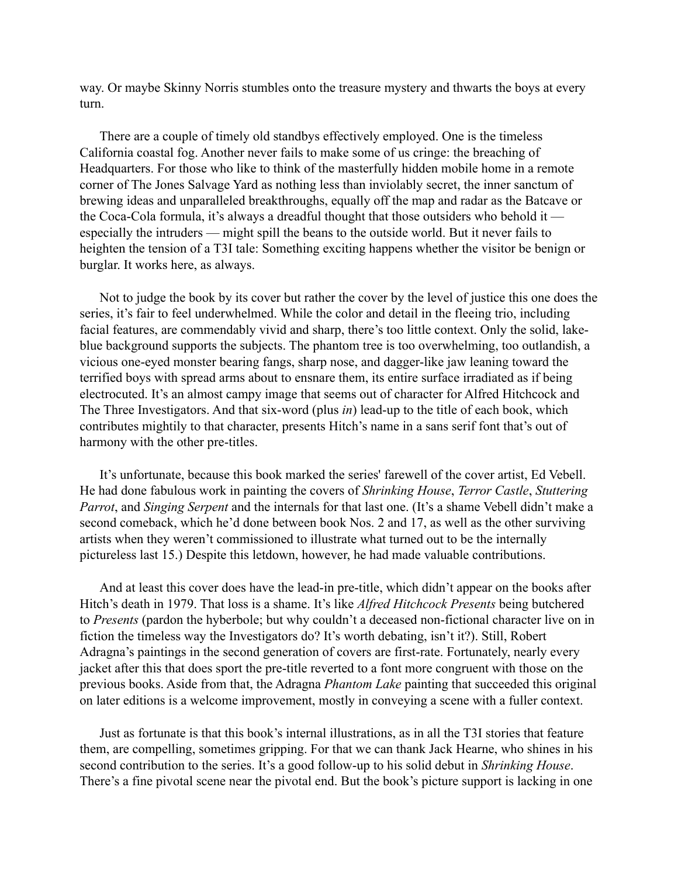way. Or maybe Skinny Norris stumbles onto the treasure mystery and thwarts the boys at every turn.

There are a couple of timely old standbys effectively employed. One is the timeless California coastal fog. Another never fails to make some of us cringe: the breaching of Headquarters. For those who like to think of the masterfully hidden mobile home in a remote corner of The Jones Salvage Yard as nothing less than inviolably secret, the inner sanctum of brewing ideas and unparalleled breakthroughs, equally off the map and radar as the Batcave or the Coca-Cola formula, it's always a dreadful thought that those outsiders who behold it — especially the intruders — might spill the beans to the outside world. But it never fails to heighten the tension of a T3I tale: Something exciting happens whether the visitor be benign or burglar. It works here, as always.

Not to judge the book by its cover but rather the cover by the level of justice this one does the series, it's fair to feel underwhelmed. While the color and detail in the fleeing trio, including facial features, are commendably vivid and sharp, there's too little context. Only the solid, lake-blue background supports the subjects. The phantom tree is too overwhelming, too outlandish, a vicious one-eyed monster bearing fangs, sharp nose, and dagger-like jaw leaning toward the terrified boys with spread arms about to ensnare them, its entire surface irradiated as if being electrocuted. It's an almost campy image that seems out of character for Alfred Hitchcock and The Three Investigators. And that six-word (plus *in*) lead-up to the title of each book, which contributes mightily to that character, presents Hitch's name in a sans serif font that's out of harmony with the other pre-titles.

It's unfortunate, because this book marked the series' farewell of the cover artist, Ed Vebell. He had done fabulous work in painting the covers of *Shrinking House*, *Terror Castle*, *Stuttering Parrot*, and *Singing Serpent* and the internals for that last one. (It's a shame Vebell didn't make a second comeback, which he'd done between book Nos. 2 and 17, as well as the other surviving artists when they weren't commissioned to illustrate what turned out to be the internally pictureless last 15.) Despite this letdown, however, he had made valuable contributions.

And at least this cover does have the lead-in pre-title, which didn't appear on the books after Hitch's death in 1979. That loss is a shame. It's like *Alfred Hitchcock Presents* being butchered to *Presents* (pardon the hyberbole; but why couldn't a deceased non-fictional character live on in fiction the timeless way the Investigators do? It's worth debating, isn't it?). Still, Robert Adragna's paintings in the second generation of covers are first-rate. Fortunately, nearly every jacket after this that does sport the pre-title reverted to a font more congruent with those on the previous books. Aside from that, the Adragna *Phantom Lake* painting that succeeded this original on later editions is a welcome improvement, mostly in conveying a scene with a fuller context.

Just as fortunate is that this book's internal illustrations, as in all the T3I stories that feature them, are compelling, sometimes gripping. For that we can thank Jack Hearne, who shines in his second contribution to the series. It's a good follow-up to his solid debut in *Shrinking House*. There's a fine pivotal scene near the pivotal end. But the book's picture support is lacking in one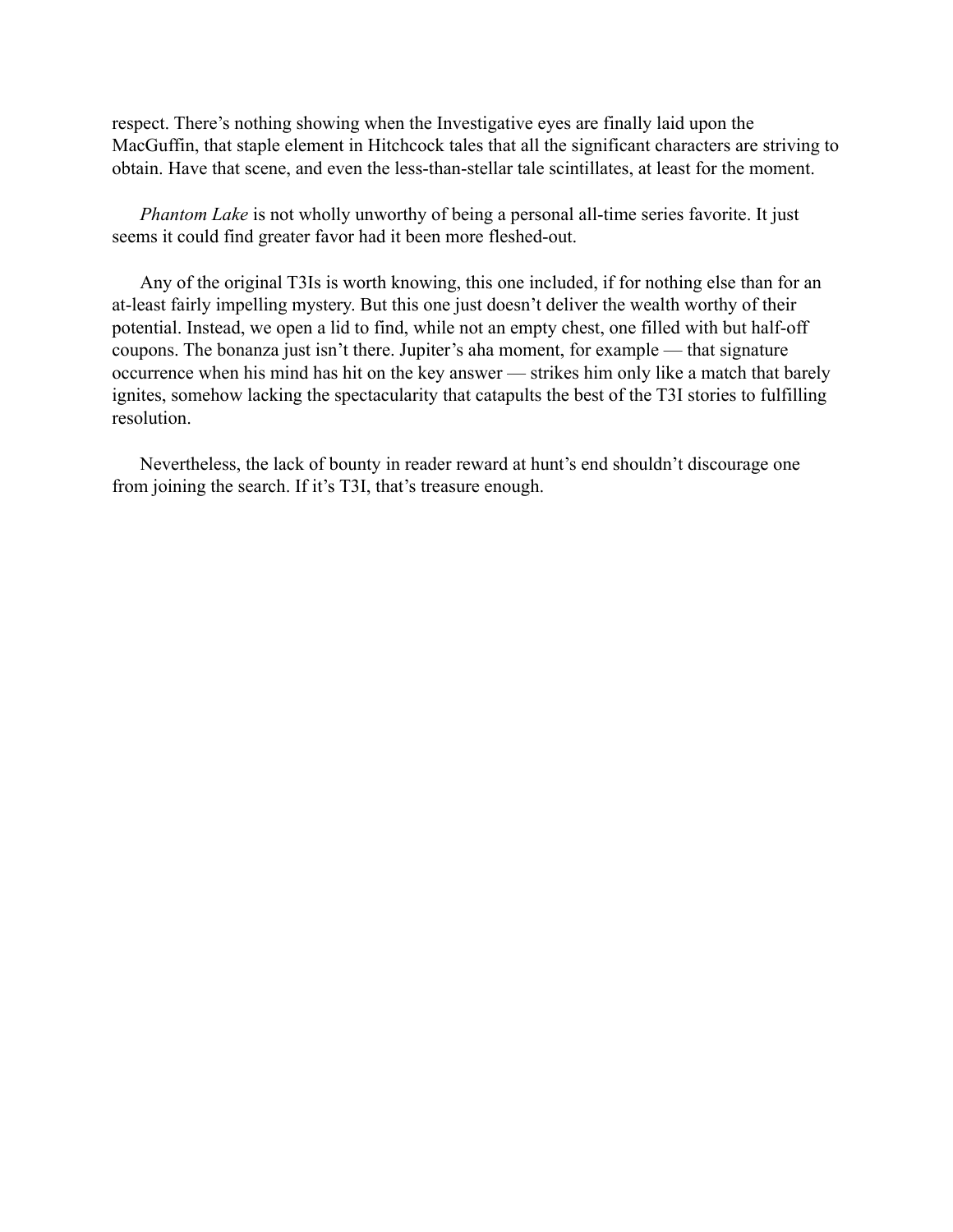respect. There's nothing showing when the Investigative eyes are finally laid upon the MacGuffin, that staple element in Hitchcock tales that all the significant characters are striving to obtain. Have that scene, and even the less-than-stellar tale scintillates, at least for the moment.

*Phantom Lake* is not wholly unworthy of being a personal all-time series favorite. It just seems it could find greater favor had it been more fleshed-out.

Any of the original T3Is is worth knowing, this one included, if for nothing else than for an at-least fairly impelling mystery. But this one just doesn't deliver the wealth worthy of their potential. Instead, we open a lid to find, while not an empty chest, one filled with but half-off coupons. The bonanza just isn't there. Jupiter's aha moment, for example — that signature occurrence when his mind has hit on the key answer — strikes him only like a match that barely ignites, somehow lacking the spectacularity that catapults the best of the T3I stories to fulfilling resolution.

Nevertheless, the lack of bounty in reader reward at hunt's end shouldn't discourage one from joining the search. If it's T3I, that's treasure enough.